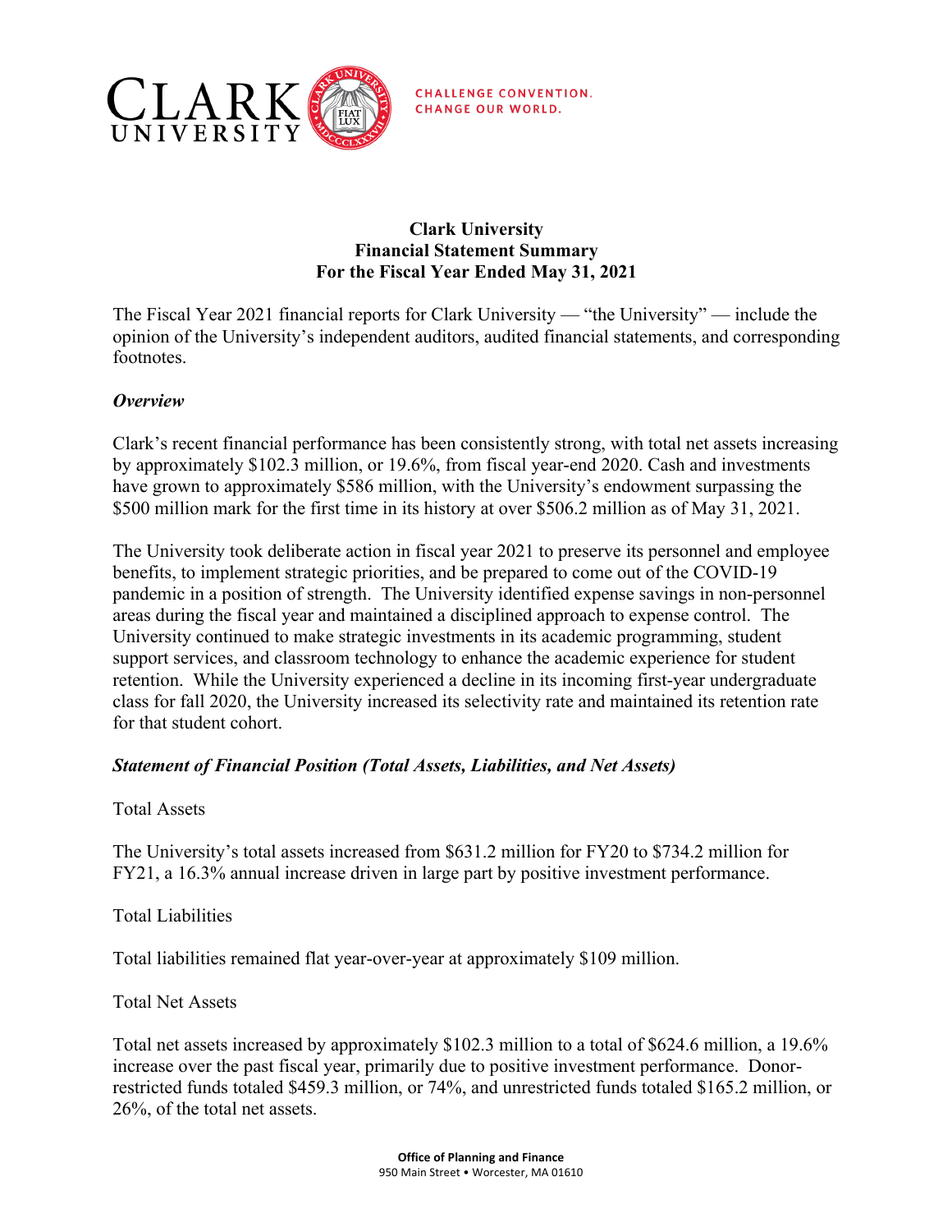CLARK UNIVERSITY

CHALLENGE CONVENTION.
CHANGE OUR WORLD.

# Clark University
## Financial Statement Summary
## For the Fiscal Year Ended May 31, 2021

The Fiscal Year 2021 financial reports for Clark University — "the University" — include the opinion of the University's independent auditors, audited financial statements, and corresponding footnotes.

### *Overview*

Clark's recent financial performance has been consistently strong, with total net assets increasing by approximately $102.3 million, or 19.6%, from fiscal year-end 2020. Cash and investments have grown to approximately $586 million, with the University's endowment surpassing the $500 million mark for the first time in its history at over $506.2 million as of May 31, 2021.

The University took deliberate action in fiscal year 2021 to preserve its personnel and employee benefits, to implement strategic priorities, and be prepared to come out of the COVID-19 pandemic in a position of strength. The University identified expense savings in non-personnel areas during the fiscal year and maintained a disciplined approach to expense control. The University continued to make strategic investments in its academic programming, student support services, and classroom technology to enhance the academic experience for student retention. While the University experienced a decline in its incoming first-year undergraduate class for fall 2020, the University increased its selectivity rate and maintained its retention rate for that student cohort.

### *Statement of Financial Position (Total Assets, Liabilities, and Net Assets)*

Total Assets

The University's total assets increased from $631.2 million for FY20 to $734.2 million for FY21, a 16.3% annual increase driven in large part by positive investment performance.

Total Liabilities

Total liabilities remained flat year-over-year at approximately $109 million.

Total Net Assets

Total net assets increased by approximately $102.3 million to a total of $624.6 million, a 19.6% increase over the past fiscal year, primarily due to positive investment performance. Donor-restricted funds totaled $459.3 million, or 74%, and unrestricted funds totaled $165.2 million, or 26%, of the total net assets.

**Office of Planning and Finance**
950 Main Street • Worcester, MA 01610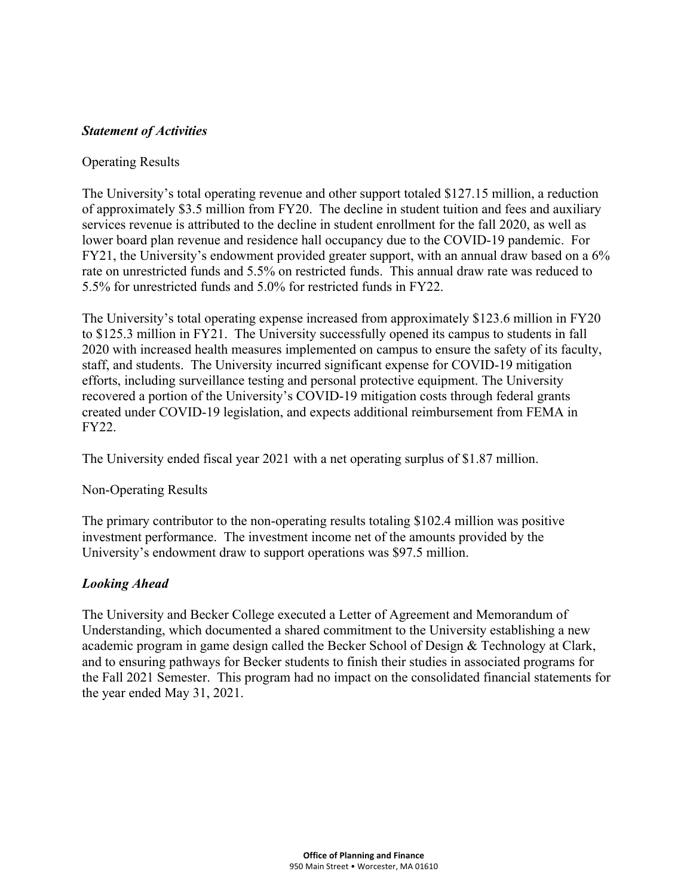***Statement of Activities***

Operating Results

The University's total operating revenue and other support totaled $127.15 million, a reduction of approximately $3.5 million from FY20. The decline in student tuition and fees and auxiliary services revenue is attributed to the decline in student enrollment for the fall 2020, as well as lower board plan revenue and residence hall occupancy due to the COVID-19 pandemic. For FY21, the University's endowment provided greater support, with an annual draw based on a 6% rate on unrestricted funds and 5.5% on restricted funds. This annual draw rate was reduced to 5.5% for unrestricted funds and 5.0% for restricted funds in FY22.

The University's total operating expense increased from approximately $123.6 million in FY20 to $125.3 million in FY21. The University successfully opened its campus to students in fall 2020 with increased health measures implemented on campus to ensure the safety of its faculty, staff, and students. The University incurred significant expense for COVID-19 mitigation efforts, including surveillance testing and personal protective equipment. The University recovered a portion of the University's COVID-19 mitigation costs through federal grants created under COVID-19 legislation, and expects additional reimbursement from FEMA in FY22.

The University ended fiscal year 2021 with a net operating surplus of $1.87 million.

Non-Operating Results

The primary contributor to the non-operating results totaling $102.4 million was positive investment performance. The investment income net of the amounts provided by the University's endowment draw to support operations was $97.5 million.

***Looking Ahead***

The University and Becker College executed a Letter of Agreement and Memorandum of Understanding, which documented a shared commitment to the University establishing a new academic program in game design called the Becker School of Design & Technology at Clark, and to ensuring pathways for Becker students to finish their studies in associated programs for the Fall 2021 Semester. This program had no impact on the consolidated financial statements for the year ended May 31, 2021.

**Office of Planning and Finance**
950 Main Street • Worcester, MA 01610